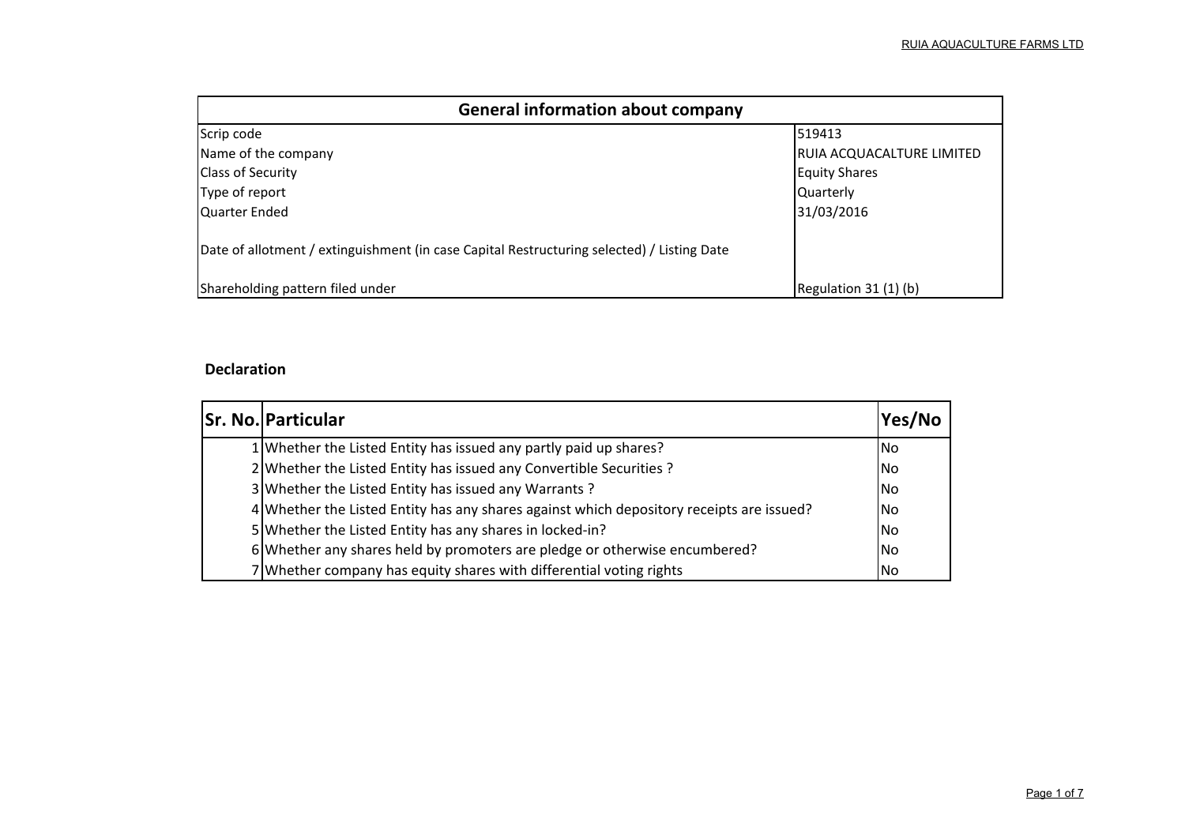| General information about company | |
|---|---|
| Scrip code | 519413 |
| Name of the company | RUIA ACQUACALTURE LIMITED |
| Class of Security | Equity Shares |
| Type of report | Quarterly |
| Quarter Ended | 31/03/2016 |
| Date of allotment / extinguishment (in case Capital Restructuring selected) / Listing Date | |
| Shareholding pattern filed under | Regulation 31 (1) (b) |

**Declaration**

| Sr. No. | Particular | Yes/No |
|---|---|---|
| 1 | Whether the Listed Entity has issued any partly paid up shares? | No |
| 2 | Whether the Listed Entity has issued any Convertible Securities ? | No |
| 3 | Whether the Listed Entity has issued any Warrants ? | No |
| 4 | Whether the Listed Entity has any shares against which depository receipts are issued? | No |
| 5 | Whether the Listed Entity has any shares in locked-in? | No |
| 6 | Whether any shares held by promoters are pledge or otherwise encumbered? | No |
| 7 | Whether company has equity shares with differential voting rights | No |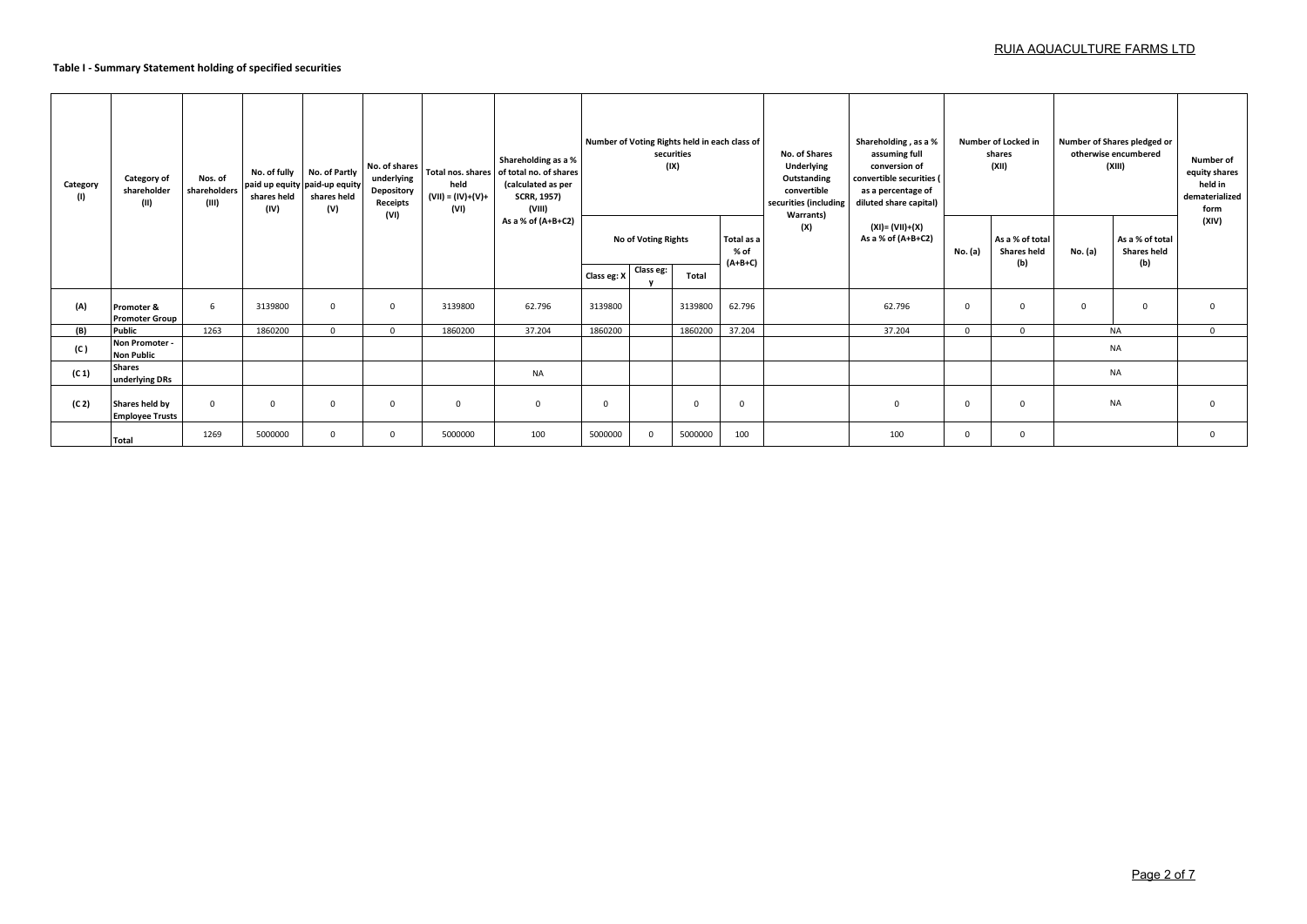**Table I - Summary Statement holding of specified securities**

| Category (I) | Category of shareholder (II) | Nos. of shareholders (III) | No. of fully paid up equity shares held (IV) | No. of Partly paid-up equity shares held (V) | No. of shares underlying Depository Receipts (VI) | Total nos. shares held (VII) = (IV)+(V)+ (VI) | Shareholding as a % of total no. of shares (calculated as per SCRR, 1957) (VIII) As a % of (A+B+C2) | Number of Voting Rights held in each class of securities (IX) | | | | No. of Shares Underlying Outstanding convertible securities (including Warrants) (X) | Shareholding , as a % assuming full conversion of convertible securities ( as a percentage of diluted share capital) (XI)= (VII)+(X) As a % of (A+B+C2) | Number of Locked in shares (XII) | | Number of Shares pledged or otherwise encumbered (XIII) | | Number of equity shares held in dematerialized form (XIV) |
|---|---|---|---|---|---|---|---|---|---|---|---|---|---|---|---|---|---|---|
| | | | | | | | | No of Voting Rights | | | Total as a % of (A+B+C) | | | No. (a) | As a % of total Shares held (b) | No. (a) | As a % of total Shares held (b) | |
| | | | | | | | | Class eg: X | Class eg: y | Total | | | | | | | | |
| (A) | Promoter & Promoter Group | 6 | 3139800 | 0 | 0 | 3139800 | 62.796 | 3139800 | | 3139800 | 62.796 | | 62.796 | 0 | 0 | 0 | 0 | 0 |
| (B) | Public | 1263 | 1860200 | 0 | 0 | 1860200 | 37.204 | 1860200 | | 1860200 | 37.204 | | 37.204 | 0 | 0 | NA | | 0 |
| (C ) | Non Promoter - Non Public | | | | | | | | | | | | | | | NA | | |
| (C 1) | Shares underlying DRs | | | | | | NA | | | | | | | | | NA | | |
| (C 2) | Shares held by Employee Trusts | 0 | 0 | 0 | 0 | 0 | 0 | 0 | | 0 | 0 | | 0 | 0 | 0 | NA | | 0 |
| | Total | 1269 | 5000000 | 0 | 0 | 5000000 | 100 | 5000000 | 0 | 5000000 | 100 | | 100 | 0 | 0 | | | 0 |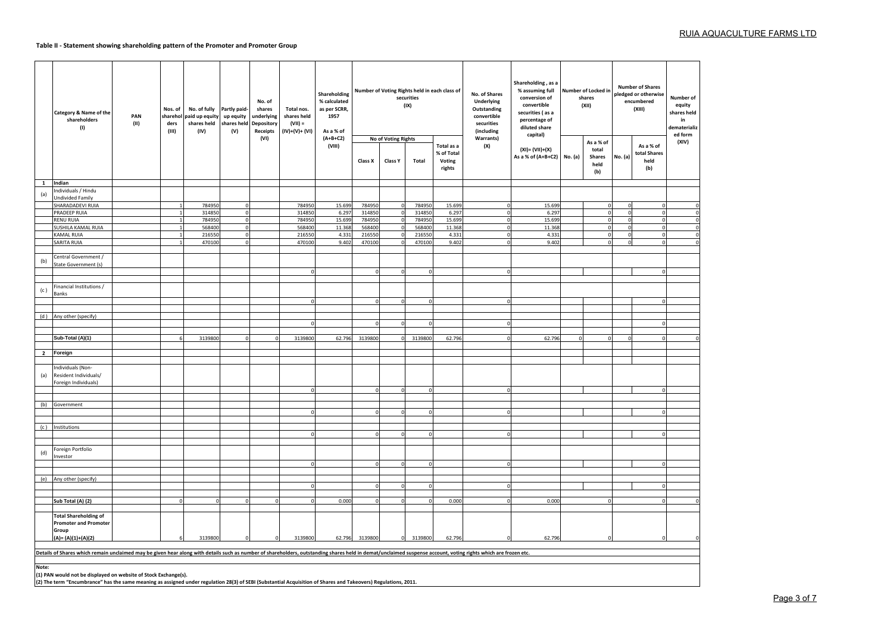RUIA AQUACULTURE FARMS LTD

**Table II - Statement showing shareholding pattern of the Promoter and Promoter Group**

| | Category & Name of the shareholders (I) | PAN (II) | Nos. of shareholders (III) | No. of fully paid up equity shares held (IV) | Partly paid-up equity shares held (V) | No. of shares underlying Depository Receipts (VI) | Total nos. shares held (VII) = (IV)+(V)+ (VI) | Shareholding % calculated as per SCRR, 1957 As a % of (A+B+C2) (VIII) | Number of Voting Rights held in each class of securities (IX) | | | | No. of Shares Underlying Outstanding convertible securities (including Warrants) (X) | Shareholding , as a % assuming full conversion of convertible securities ( as a percentage of diluted share capital) (XI)= (VII)+(X) As a % of (A+B+C2) | Number of Locked in shares (XII) | | Number of Shares pledged or otherwise encumbered (XIII) | | Number of equity shares held in dematerialized form (XIV) |
|---|---|---|---|---|---|---|---|---|---|---|---|---|---|---|---|---|---|---|---|
| | | | | | | | | | No of Voting Rights | | | Total as a % of Total Voting rights | | | No. (a) | As a % of total Shares held (b) | No. (a) | As a % of total Shares held (b) | |
| | | | | | | | | | Class X | Class Y | Total | | | | | | | | |
| 1 | Indian | | | | | | | | | | | | | | | | | | |
| (a) | Individuals / Hindu Undivided Family | | | | | | | | | | | | | | | | | | |
| | SHARADADEVI RUIA | | 1 | 784950 | 0 | | 784950 | 15.699 | 784950 | 0 | 784950 | 15.699 | 0 | 15.699 | | 0 | 0 | 0 | 0 |
| | PRADEEP RUIA | | 1 | 314850 | 0 | | 314850 | 6.297 | 314850 | 0 | 314850 | 6.297 | 0 | 6.297 | | 0 | 0 | 0 | 0 |
| | RENU RUIA | | 1 | 784950 | 0 | | 784950 | 15.699 | 784950 | 0 | 784950 | 15.699 | 0 | 15.699 | | 0 | 0 | 0 | 0 |
| | SUSHILA KAMAL RUIA | | 1 | 568400 | 0 | | 568400 | 11.368 | 568400 | 0 | 568400 | 11.368 | 0 | 11.368 | | 0 | 0 | 0 | 0 |
| | KAMAL RUIA | | 1 | 216550 | 0 | | 216550 | 4.331 | 216550 | 0 | 216550 | 4.331 | 0 | 4.331 | | 0 | 0 | 0 | 0 |
| | SARITA RUIA | | 1 | 470100 | 0 | | 470100 | 9.402 | 470100 | 0 | 470100 | 9.402 | 0 | 9.402 | | 0 | 0 | 0 | 0 |
| (b) | Central Government / State Government (s) | | | | | | | | | | | | | | | | | | |
| | | | | | | | 0 | | 0 | 0 | 0 | | 0 | | | | | 0 | |
| (c ) | Financial Institutions / Banks | | | | | | | | | | | | | | | | | | |
| | | | | | | | 0 | | 0 | 0 | 0 | | 0 | | | | | 0 | |
| (d ) | Any other (specify) | | | | | | | | | | | | | | | | | | |
| | | | | | | | 0 | | 0 | 0 | 0 | | 0 | | | | | 0 | |
| | **Sub-Total (A)(1)** | | 6 | 3139800 | 0 | 0 | 3139800 | 62.796 | 3139800 | 0 | 3139800 | 62.796 | 0 | 62.796 | 0 | 0 | 0 | 0 | 0 |
| 2 | **Foreign** | | | | | | | | | | | | | | | | | | |
| (a) | Individuals (Non-Resident Individuals/ Foreign Individuals) | | | | | | | | | | | | | | | | | | |
| | | | | | | | 0 | | 0 | 0 | 0 | | 0 | | | | | 0 | |
| (b) | Government | | | | | | | | | | | | | | | | | | |
| | | | | | | | 0 | | 0 | 0 | 0 | | 0 | | | | | 0 | |
| (c ) | Institutions | | | | | | | | | | | | | | | | | | |
| | | | | | | | 0 | | 0 | 0 | 0 | | 0 | | | | | 0 | |
| (d) | Foreign Portfolio Investor | | | | | | | | | | | | | | | | | | |
| | | | | | | | 0 | | 0 | 0 | 0 | | 0 | | | | | 0 | |
| (e) | Any other (specify) | | | | | | | | | | | | | | | | | | |
| | | | | | | | 0 | | 0 | 0 | 0 | | 0 | | | | | 0 | |
| | **Sub Total (A) (2)** | | 0 | 0 | 0 | 0 | 0 | 0.000 | 0 | 0 | 0 | 0.000 | 0 | 0.000 | | 0 | | 0 | 0 |
| | **Total Shareholding of Promoter and Promoter Group (A)= (A)(1)+(A)(2)** | | 6 | 3139800 | 0 | 0 | 3139800 | 62.796 | 3139800 | 0 | 3139800 | 62.796 | 0 | 62.796 | | 0 | | 0 | 0 |

**Details of Shares which remain unclaimed may be given hear along with details such as number of shareholders, outstanding shares held in demat/unclaimed suspense account, voting rights which are frozen etc.**

**Note:**

**(1) PAN would not be displayed on website of Stock Exchange(s).**

**(2) The term "Encumbrance" has the same meaning as assigned under regulation 28(3) of SEBI (Substantial Acquisition of Shares and Takeovers) Regulations, 2011.**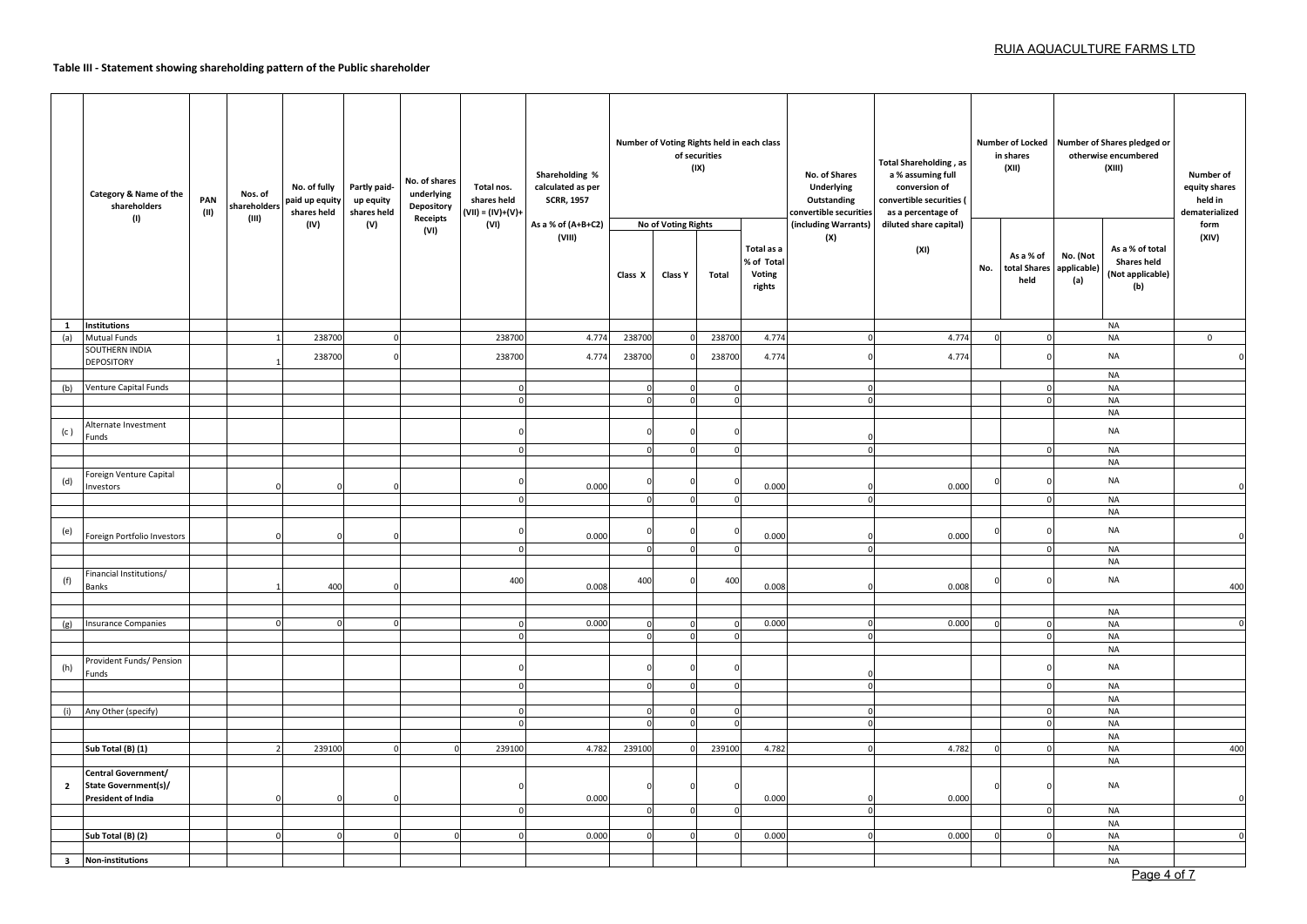**Table III - Statement showing shareholding pattern of the Public shareholder**

| | Category & Name of the shareholders (I) | PAN (II) | Nos. of shareholders (III) | No. of fully paid up equity shares held (IV) | Partly paid-up equity shares held (V) | No. of shares underlying Depository Receipts (VI) | Total nos. shares held (VII) = (IV)+(V)+(VI) | Shareholding % calculated as per SCRR, 1957 As a % of (A+B+C2) (VIII) | Number of Voting Rights held in each class of securities (IX) | | | | No. of Shares Underlying Outstanding convertible securities (including Warrants) (X) | Total Shareholding , as a % assuming full conversion of convertible securities ( as a percentage of diluted share capital) (XI) | Number of Locked in shares (XII) | | Number of Shares pledged or otherwise encumbered (XIII) | | Number of equity shares held in dematerialized form (XIV) |
|---|---|---|---|---|---|---|---|---|---|---|---|---|---|---|---|---|---|---|---|
| | | | | | | | | | No of Voting Rights | | | Total as a % of Total Voting rights | | | No. | As a % of total Shares held | No. (Not applicable) (a) | As a % of total Shares held (Not applicable) (b) | |
| | | | | | | | | | Class X | Class Y | Total | | | | | | | | |
| 1 | Institutions | | | | | | | | | | | | | | | | | NA | |
| (a) | Mutual Funds | | 1 | 238700 | 0 | | 238700 | 4.774 | 238700 | 0 | 238700 | 4.774 | 0 | 4.774 | 0 | 0 | | NA | 0 |
| | SOUTHERN INDIA DEPOSITORY | | 1 | 238700 | 0 | | 238700 | 4.774 | 238700 | 0 | 238700 | 4.774 | 0 | 4.774 | | 0 | | NA | 0 |
| | | | | | | | | | | | | | | | | | | NA | |
| (b) | Venture Capital Funds | | | | | | 0 | | 0 | 0 | 0 | | 0 | | | 0 | | NA | |
| | | | | | | | 0 | | 0 | 0 | 0 | | 0 | | | 0 | | NA | |
| | | | | | | | | | | | | | | | | | | NA | |
| (c) | Alternate Investment Funds | | | | | | 0 | | 0 | 0 | 0 | | 0 | | | | | NA | |
| | | | | | | | 0 | | 0 | 0 | 0 | | 0 | | | 0 | | NA | |
| | | | | | | | | | | | | | | | | | | NA | |
| (d) | Foreign Venture Capital Investors | | 0 | 0 | 0 | | 0 | 0.000 | 0 | 0 | 0 | 0.000 | 0 | 0.000 | 0 | 0 | | NA | 0 |
| | | | | | | | 0 | | 0 | 0 | 0 | | 0 | | | 0 | | NA | |
| | | | | | | | | | | | | | | | | | | NA | |
| (e) | Foreign Portfolio Investors | | 0 | 0 | 0 | | 0 | 0.000 | 0 | 0 | 0 | 0.000 | 0 | 0.000 | 0 | 0 | | NA | 0 |
| | | | | | | | 0 | | 0 | 0 | 0 | | 0 | | | 0 | | NA | |
| | | | | | | | | | | | | | | | | | | NA | |
| (f) | Financial Institutions/ Banks | | 1 | 400 | 0 | | 400 | 0.008 | 400 | 0 | 400 | 0.008 | 0 | 0.008 | 0 | 0 | | NA | 400 |
| | | | | | | | | | | | | | | | | | | | |
| | | | | | | | | | | | | | | | | | | NA | |
| (g) | Insurance Companies | | 0 | 0 | 0 | | 0 | 0.000 | 0 | 0 | 0 | 0.000 | 0 | 0.000 | 0 | 0 | | NA | 0 |
| | | | | | | | 0 | | 0 | 0 | 0 | | 0 | | | 0 | | NA | |
| | | | | | | | | | | | | | | | | | | NA | |
| (h) | Provident Funds/ Pension Funds | | | | | | 0 | | 0 | 0 | 0 | | 0 | | | 0 | | NA | |
| | | | | | | | 0 | | 0 | 0 | 0 | | 0 | | | 0 | | NA | |
| | | | | | | | | | | | | | | | | | | NA | |
| (i) | Any Other (specify) | | | | | | 0 | | 0 | 0 | 0 | | 0 | | | 0 | | NA | |
| | | | | | | | 0 | | 0 | 0 | 0 | | 0 | | | 0 | | NA | |
| | | | | | | | | | | | | | | | | | | NA | |
| | **Sub Total (B) (1)** | | 2 | 239100 | 0 | 0 | 239100 | 4.782 | 239100 | 0 | 239100 | 4.782 | 0 | 4.782 | 0 | 0 | | NA | 400 |
| | | | | | | | | | | | | | | | | | | NA | |
| 2 | **Central Government/ State Government(s)/ President of India** | | 0 | 0 | 0 | | 0 | 0.000 | 0 | 0 | 0 | 0.000 | 0 | 0.000 | 0 | 0 | | NA | 0 |
| | | | | | | | 0 | | 0 | 0 | 0 | | 0 | | | 0 | | NA | |
| | | | | | | | | | | | | | | | | | | NA | |
| | **Sub Total (B) (2)** | | 0 | 0 | 0 | 0 | 0 | 0.000 | 0 | 0 | 0 | 0.000 | 0 | 0.000 | 0 | 0 | | NA | 0 |
| | | | | | | | | | | | | | | | | | | NA | |
| 3 | **Non-institutions** | | | | | | | | | | | | | | | | | NA | |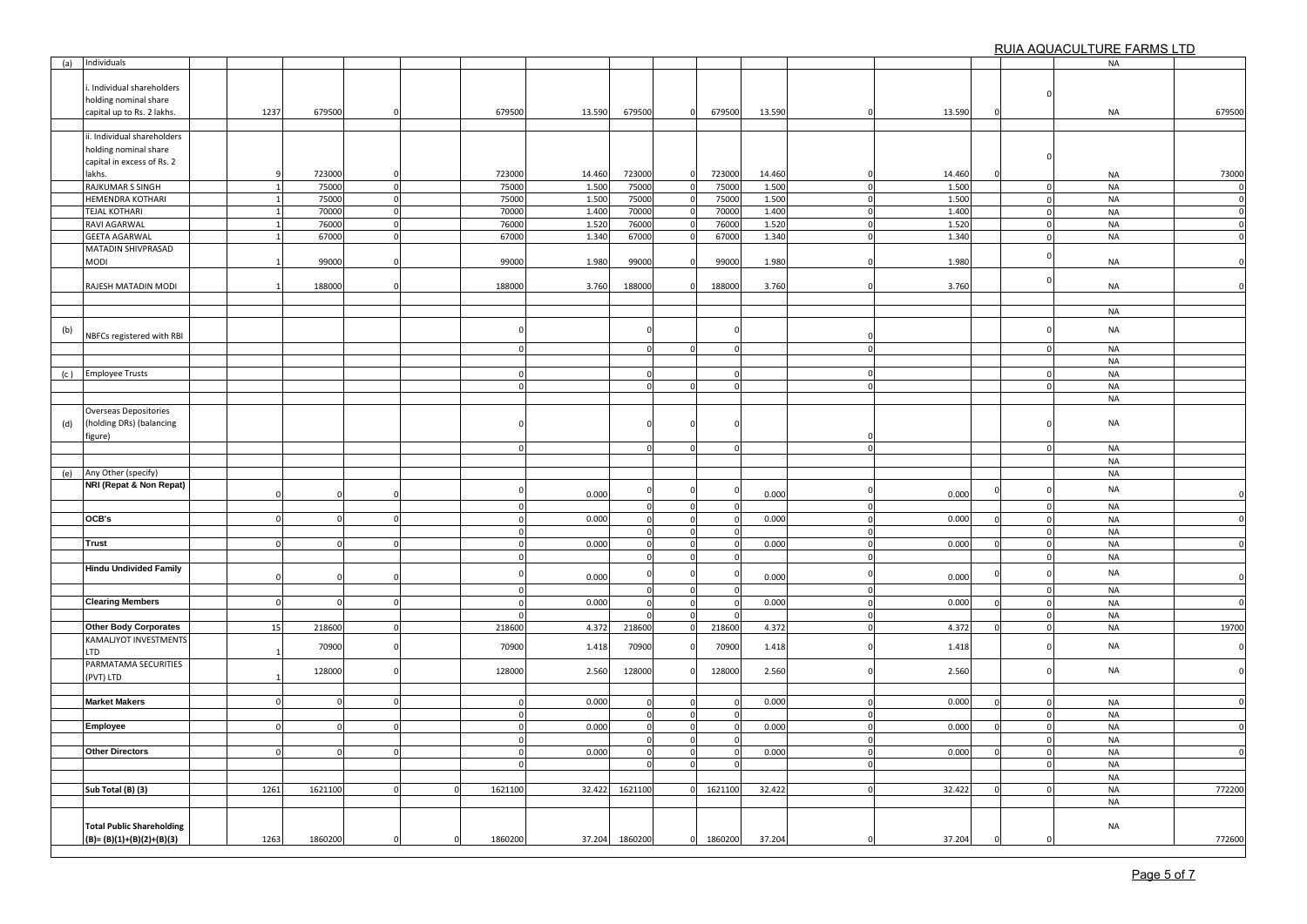| | | | | | | | | | | | | | | | | | | |
|---|---|---|---|---|---|---|---|---|---|---|---|---|---|---|---|---|---|---|
| (a) | Individuals | | | | | | | | | | | | | | | | NA | |
| | i. Individual shareholders holding nominal share capital up to Rs. 2 lakhs. | | 1237 | 679500 | 0 | | 679500 | 13.590 | 679500 | 0 | 679500 | 13.590 | 0 | 13.590 | 0 | 0 | NA | 679500 |
| | ii. Individual shareholders holding nominal share capital in excess of Rs. 2 lakhs. | | 9 | 723000 | 0 | | 723000 | 14.460 | 723000 | 0 | 723000 | 14.460 | 0 | 14.460 | 0 | 0 | NA | 73000 |
| | RAJKUMAR S SINGH | | 1 | 75000 | 0 | | 75000 | 1.500 | 75000 | 0 | 75000 | 1.500 | 0 | 1.500 | | 0 | NA | 0 |
| | HEMENDRA KOTHARI | | 1 | 75000 | 0 | | 75000 | 1.500 | 75000 | 0 | 75000 | 1.500 | 0 | 1.500 | | 0 | NA | 0 |
| | TEJAL KOTHARI | | 1 | 70000 | 0 | | 70000 | 1.400 | 70000 | 0 | 70000 | 1.400 | 0 | 1.400 | | 0 | NA | 0 |
| | RAVI AGARWAL | | 1 | 76000 | 0 | | 76000 | 1.520 | 76000 | 0 | 76000 | 1.520 | 0 | 1.520 | | 0 | NA | 0 |
| | GEETA AGARWAL | | 1 | 67000 | 0 | | 67000 | 1.340 | 67000 | 0 | 67000 | 1.340 | 0 | 1.340 | | 0 | NA | 0 |
| | MATADIN SHIVPRASAD MODI | | 1 | 99000 | 0 | | 99000 | 1.980 | 99000 | 0 | 99000 | 1.980 | 0 | 1.980 | | 0 | NA | 0 |
| | RAJESH MATADIN MODI | | 1 | 188000 | 0 | | 188000 | 3.760 | 188000 | 0 | 188000 | 3.760 | 0 | 3.760 | | 0 | NA | 0 |
| | | | | | | | | | | | | | | | | | NA | |
| (b) | NBFCs registered with RBI | | | | | | 0 | | 0 | | 0 | | 0 | | | 0 | NA | |
| | | | | | | | 0 | | 0 | 0 | 0 | | 0 | | | 0 | NA | |
| | | | | | | | | | | | | | | | | | NA | |
| (c) | Employee Trusts | | | | | | 0 | | 0 | | 0 | | 0 | | | 0 | NA | |
| | | | | | | | 0 | | 0 | 0 | 0 | | 0 | | | 0 | NA | |
| | | | | | | | | | | | | | | | | | NA | |
| (d) | Overseas Depositories (holding DRs) (balancing figure) | | | | | | 0 | | 0 | 0 | 0 | | 0 | | | 0 | NA | |
| | | | | | | | 0 | | 0 | 0 | 0 | | 0 | | | 0 | NA | |
| | | | | | | | | | | | | | | | | | NA | |
| (e) | Any Other (specify) | | | | | | | | | | | | | | | | NA | |
| | **NRI (Repat & Non Repat)** | | 0 | 0 | 0 | | 0 | 0.000 | 0 | 0 | 0 | 0.000 | 0 | 0.000 | 0 | 0 | NA | 0 |
| | | | | | | | 0 | | 0 | 0 | 0 | | 0 | | | 0 | NA | |
| | **OCB's** | | 0 | 0 | 0 | | 0 | 0.000 | 0 | 0 | 0 | 0.000 | 0 | 0.000 | 0 | 0 | NA | 0 |
| | | | | | | | 0 | | 0 | 0 | 0 | | 0 | | | 0 | NA | |
| | **Trust** | | 0 | 0 | 0 | | 0 | 0.000 | 0 | 0 | 0 | 0.000 | 0 | 0.000 | 0 | 0 | NA | 0 |
| | | | | | | | 0 | | 0 | 0 | 0 | | 0 | | | 0 | NA | |
| | **Hindu Undivided Family** | | 0 | 0 | 0 | | 0 | 0.000 | 0 | 0 | 0 | 0.000 | 0 | 0.000 | 0 | 0 | NA | 0 |
| | | | | | | | 0 | | 0 | 0 | 0 | | 0 | | | 0 | NA | |
| | **Clearing Members** | | 0 | 0 | 0 | | 0 | 0.000 | 0 | 0 | 0 | 0.000 | 0 | 0.000 | 0 | 0 | NA | 0 |
| | | | | | | | 0 | | 0 | 0 | 0 | | 0 | | | 0 | NA | |
| | **Other Body Corporates** | | 15 | 218600 | 0 | | 218600 | 4.372 | 218600 | 0 | 218600 | 4.372 | 0 | 4.372 | 0 | 0 | NA | 19700 |
| | KAMALJYOT INVESTMENTS LTD | | 1 | 70900 | 0 | | 70900 | 1.418 | 70900 | 0 | 70900 | 1.418 | 0 | 1.418 | | 0 | NA | 0 |
| | PARMATAMA SECURITIES (PVT) LTD | | 1 | 128000 | 0 | | 128000 | 2.560 | 128000 | 0 | 128000 | 2.560 | 0 | 2.560 | | 0 | NA | 0 |
| | | | | | | | | | | | | | | | | | | |
| | **Market Makers** | | 0 | 0 | 0 | | 0 | 0.000 | 0 | 0 | 0 | 0.000 | 0 | 0.000 | 0 | 0 | NA | 0 |
| | | | | | | | 0 | | 0 | 0 | 0 | | 0 | | | 0 | NA | |
| | **Employee** | | 0 | 0 | 0 | | 0 | 0.000 | 0 | 0 | 0 | 0.000 | 0 | 0.000 | 0 | 0 | NA | 0 |
| | | | | | | | 0 | | 0 | 0 | 0 | | 0 | | | 0 | NA | |
| | **Other Directors** | | 0 | 0 | 0 | | 0 | 0.000 | 0 | 0 | 0 | 0.000 | 0 | 0.000 | 0 | 0 | NA | 0 |
| | | | | | | | 0 | | 0 | 0 | 0 | | 0 | | | 0 | NA | |
| | | | | | | | | | | | | | | | | | NA | |
| | **Sub Total (B) (3)** | | 1261 | 1621100 | 0 | 0 | 1621100 | 32.422 | 1621100 | 0 | 1621100 | 32.422 | 0 | 32.422 | 0 | 0 | NA | 772200 |
| | | | | | | | | | | | | | | | | | NA | |
| | **Total Public Shareholding (B)= (B)(1)+(B)(2)+(B)(3)** | | 1263 | 1860200 | 0 | 0 | 1860200 | 37.204 | 1860200 | 0 | 1860200 | 37.204 | 0 | 37.204 | 0 | 0 | NA | 772600 |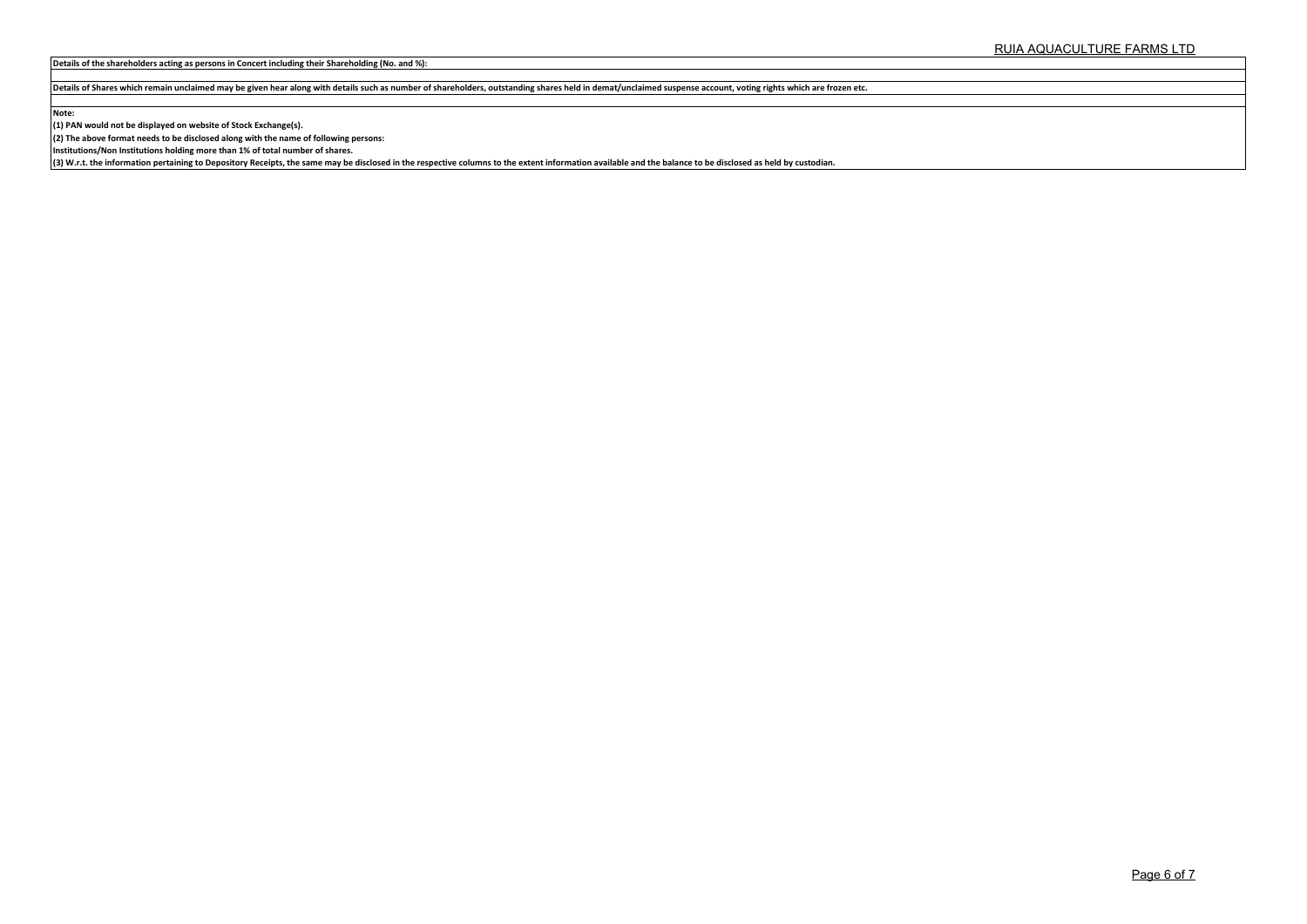**Details of the shareholders acting as persons in Concert including their Shareholding (No. and %):**

**Details of Shares which remain unclaimed may be given hear along with details such as number of shareholders, outstanding shares held in demat/unclaimed suspense account, voting rights which are frozen etc.**

**Note:**

**(1) PAN would not be displayed on website of Stock Exchange(s).**

**(2) The above format needs to be disclosed along with the name of following persons:**

**Institutions/Non Institutions holding more than 1% of total number of shares.**

**(3) W.r.t. the information pertaining to Depository Receipts, the same may be disclosed in the respective columns to the extent information available and the balance to be disclosed as held by custodian.**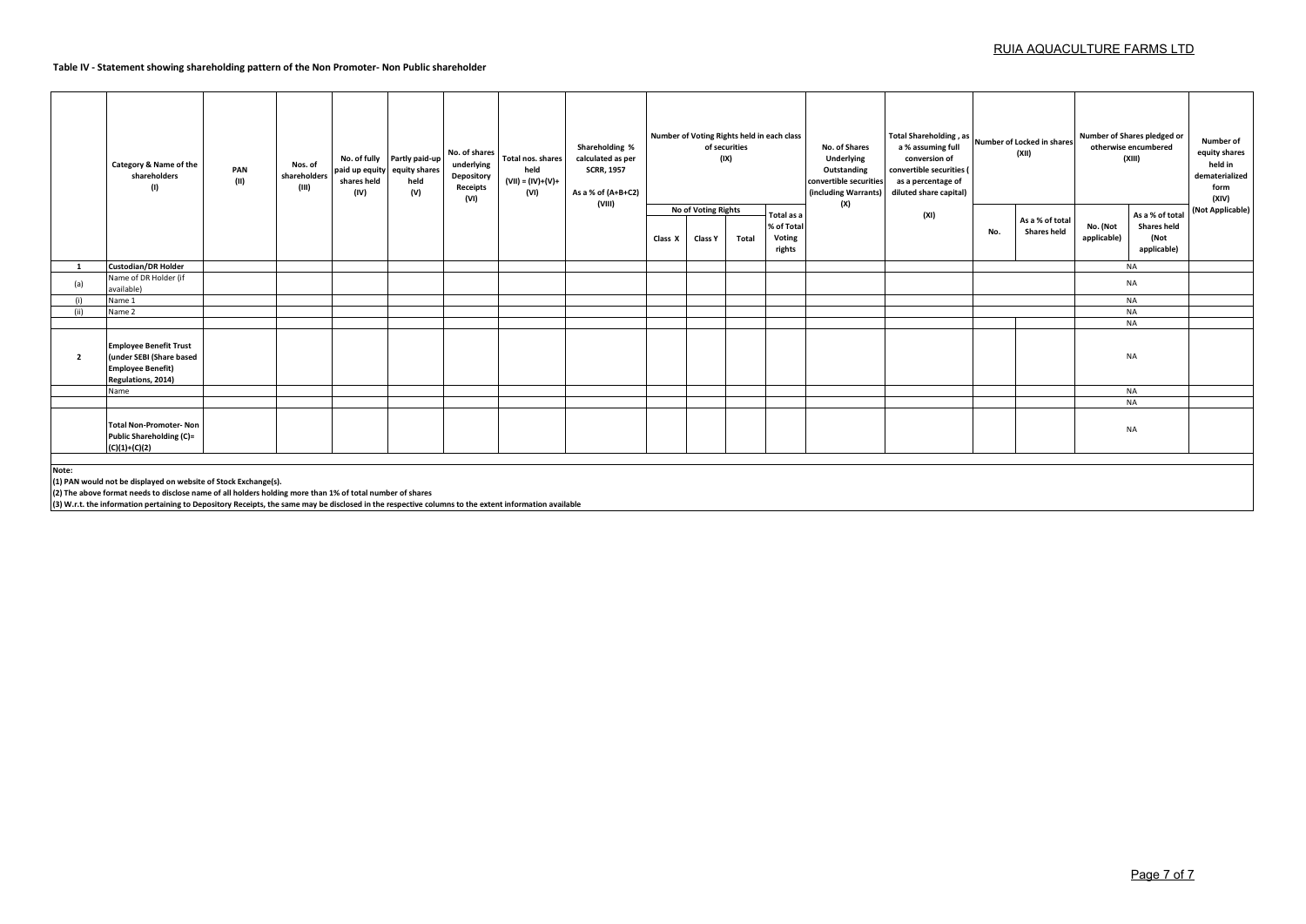RUIA AQUACULTURE FARMS LTD

**Table IV - Statement showing shareholding pattern of the Non Promoter- Non Public shareholder**

| | Category & Name of the shareholders (I) | PAN (II) | Nos. of shareholders (III) | No. of fully paid up equity shares held (IV) | Partly paid-up equity shares held (V) | No. of shares underlying Depository Receipts (VI) | Total nos. shares held (VII) = (IV)+(V)+ (VI) | Shareholding % calculated as per SCRR, 1957 As a % of (A+B+C2) (VIII) | Number of Voting Rights held in each class of securities (IX) | | | | No. of Shares Underlying Outstanding convertible securities (including Warrants) (X) | Total Shareholding , as a % assuming full conversion of convertible securities ( as a percentage of diluted share capital) (XI) | Number of Locked in shares (XII) | | Number of Shares pledged or otherwise encumbered (XIII) | | Number of equity shares held in dematerialized form (XIV) (Not Applicable) |
|---|---|---|---|---|---|---|---|---|---|---|---|---|---|---|---|---|---|---|---|
| | | | | | | | | | No of Voting Rights | | | Total as a % of Total Voting rights | | | | | | | |
| | | | | | | | | | Class X | Class Y | Total | | | | No. | As a % of total Shares held | No. (Not applicable) | As a % of total Shares held (Not applicable) | |
| 1 | Custodian/DR Holder | | | | | | | | | | | | | | | | NA | | |
| (a) | Name of DR Holder (if available) | | | | | | | | | | | | | | | | NA | | |
| (i) | Name 1 | | | | | | | | | | | | | | | | NA | | |
| (ii) | Name 2 | | | | | | | | | | | | | | | | NA | | |
| | | | | | | | | | | | | | | | | | NA | | |
| 2 | Employee Benefit Trust (under SEBI (Share based Employee Benefit) Regulations, 2014) | | | | | | | | | | | | | | | | NA | | |
| | Name | | | | | | | | | | | | | | | | NA | | |
| | | | | | | | | | | | | | | | | | NA | | |
| | Total Non-Promoter- Non Public Shareholding (C)= (C)(1)+(C)(2) | | | | | | | | | | | | | | | | NA | | |

**Note:**

**(1) PAN would not be displayed on website of Stock Exchange(s).**

**(2) The above format needs to disclose name of all holders holding more than 1% of total number of shares**

**(3) W.r.t. the information pertaining to Depository Receipts, the same may be disclosed in the respective columns to the extent information available**